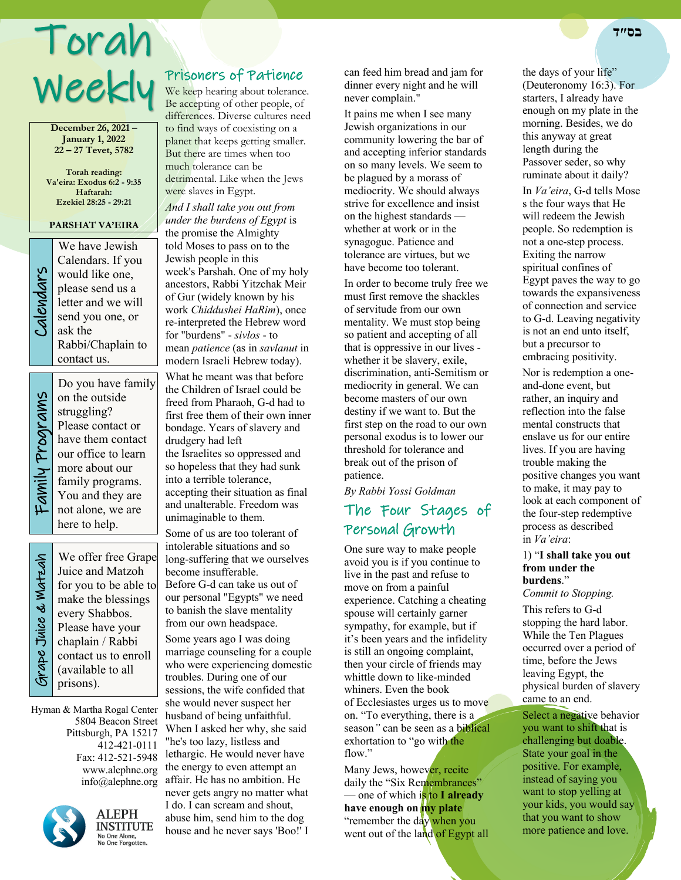בס"ד

# Torah Weekly

**December 26, 2021 – January 1, 2022**
**22 – 27 Tevet, 5782**

**Torah reading:**
**Va'eira: Exodus 6:2 - 9:35**
**Haftarah:**
**Ezekiel 28:25 - 29:21**

**PARSHAT VA'EIRA**

**Calendars**

We have Jewish Calendars. If you would like one, please send us a letter and we will send you one, or ask the Rabbi/Chaplain to contact us.

**Family Programs**

Do you have family on the outside struggling? Please contact or have them contact our office to learn more about our family programs. You and they are not alone, we are here to help.

**Grape Juice & Matzah**

We offer free Grape Juice and Matzoh for you to be able to make the blessings every Shabbos. Please have your chaplain / Rabbi contact us to enroll (available to all prisons).

Hyman & Martha Rogal Center
5804 Beacon Street
Pittsburgh, PA 15217
412-421-0111
Fax: 412-521-5948
www.alephne.org
info@alephne.org

ALEPH INSTITUTE
No One Alone, No One Forgotten.

## Prisoners of Patience

We keep hearing about tolerance. Be accepting of other people, of differences. Diverse cultures need to find ways of coexisting on a planet that keeps getting smaller. But there are times when too much tolerance can be detrimental. Like when the Jews were slaves in Egypt.

*And I shall take you out from under the burdens of Egypt* is the promise the Almighty told Moses to pass on to the Jewish people in this week's Parshah. One of my holy ancestors, Rabbi Yitzchak Meir of Gur (widely known by his work *Chiddushei HaRim*), once re-interpreted the Hebrew word for "burdens" - *sivlos* - to mean *patience* (as in *savlanut* in modern Israeli Hebrew today).

What he meant was that before the Children of Israel could be freed from Pharaoh, G-d had to first free them of their own inner bondage. Years of slavery and drudgery had left the Israelites so oppressed and so hopeless that they had sunk into a terrible tolerance, accepting their situation as final and unalterable. Freedom was unimaginable to them.

Some of us are too tolerant of intolerable situations and so long-suffering that we ourselves become insufferable. Before G-d can take us out of our personal "Egypts" we need to banish the slave mentality from our own headspace.

Some years ago I was doing marriage counseling for a couple who were experiencing domestic troubles. During one of our sessions, the wife confided that she would never suspect her husband of being unfaithful. When I asked her why, she said "he's too lazy, listless and lethargic. He would never have the energy to even attempt an affair. He has no ambition. He never gets angry no matter what I do. I can scream and shout, abuse him, send him to the dog house and he never says 'Boo!' I can feed him bread and jam for dinner every night and he will never complain."

It pains me when I see many Jewish organizations in our community lowering the bar of and accepting inferior standards on so many levels. We seem to be plagued by a morass of mediocrity. We should always strive for excellence and insist on the highest standards — whether at work or in the synagogue. Patience and tolerance are virtues, but we have become too tolerant.

In order to become truly free we must first remove the shackles of servitude from our own mentality. We must stop being so patient and accepting of all that is oppressive in our lives - whether it be slavery, exile, discrimination, anti-Semitism or mediocrity in general. We can become masters of our own destiny if we want to. But the first step on the road to our own personal exodus is to lower our threshold for tolerance and break out of the prison of patience.

*By Rabbi Yossi Goldman*

## The Four Stages of Personal Growth

One sure way to make people avoid you is if you continue to live in the past and refuse to move on from a painful experience. Catching a cheating spouse will certainly garner sympathy, for example, but if it's been years and the infidelity is still an ongoing complaint, then your circle of friends may whittle down to like-minded whiners. Even the book of Ecclesiastes urges us to move on. "To everything, there is a season" can be seen as a biblical exhortation to "go with the flow."

Many Jews, however, recite daily the "Six Remembrances" — one of which is to **I already have enough on my plate** "remember the day when you went out of the land of Egypt all the days of your life" (Deuteronomy 16:3). For starters, I already have enough on my plate in the morning. Besides, we do this anyway at great length during the Passover seder, so why ruminate about it daily?

In *Va'eira*, G-d tells Moses the four ways that He will redeem the Jewish people. So redemption is not a one-step process. Exiting the narrow spiritual confines of Egypt paves the way to go towards the expansiveness of connection and service to G-d. Leaving negativity is not an end unto itself, but a precursor to embracing positivity.

Nor is redemption a one-and-done event, but rather, an inquiry and reflection into the false mental constructs that enslave us for our entire lives. If you are having trouble making the positive changes you want to make, it may pay to look at each component of the four-step redemptive process as described in *Va'eira*:

1) "**I shall take you out from under the burdens.**"
*Commit to Stopping.*

This refers to G-d stopping the hard labor. While the Ten Plagues occurred over a period of time, before the Jews leaving Egypt, the physical burden of slavery came to an end.

Select a negative behavior you want to shift that is challenging but doable. State your goal in the positive. For example, instead of saying you want to stop yelling at your kids, you would say that you want to show more patience and love.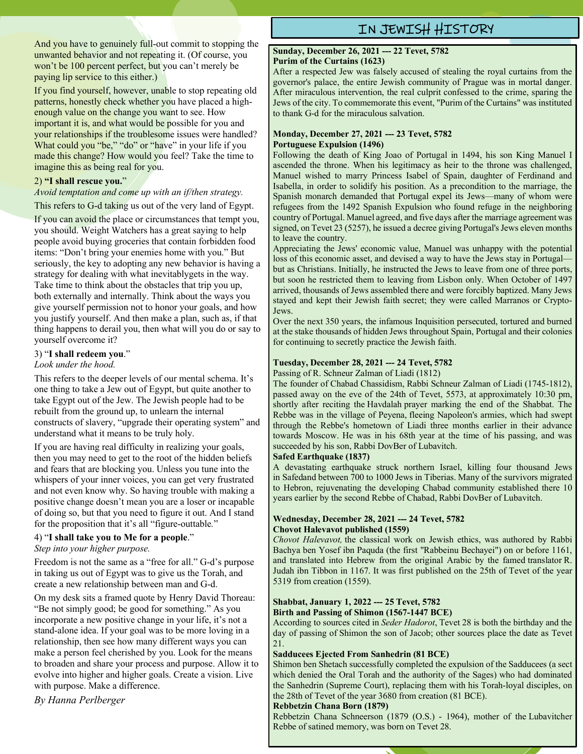And you have to genuinely full-out commit to stopping the unwanted behavior and not repeating it. (Of course, you won't be 100 percent perfect, but you can't merely be paying lip service to this either.)

If you find yourself, however, unable to stop repeating old patterns, honestly check whether you have placed a high-enough value on the change you want to see. How important it is, and what would be possible for you and your relationships if the troublesome issues were handled? What could you "be," "do" or "have" in your life if you made this change? How would you feel? Take the time to imagine this as being real for you.

2) **"I shall rescue you."**
*Avoid temptation and come up with an if/then strategy.*

This refers to G-d taking us out of the very land of Egypt.

If you can avoid the place or circumstances that tempt you, you should. Weight Watchers has a great saying to help people avoid buying groceries that contain forbidden food items: "Don't bring your enemies home with you." But seriously, the key to adopting any new behavior is having a strategy for dealing with what inevitablygets in the way. Take time to think about the obstacles that trip you up, both externally and internally. Think about the ways you give yourself permission not to honor your goals, and how you justify yourself. And then make a plan, such as, if that thing happens to derail you, then what will you do or say to yourself overcome it?

3) "**I shall redeem you**."
*Look under the hood.*

This refers to the deeper levels of our mental schema. It's one thing to take a Jew out of Egypt, but quite another to take Egypt out of the Jew. The Jewish people had to be rebuilt from the ground up, to unlearn the internal constructs of slavery, "upgrade their operating system" and understand what it means to be truly holy.

If you are having real difficulty in realizing your goals, then you may need to get to the root of the hidden beliefs and fears that are blocking you. Unless you tune into the whispers of your inner voices, you can get very frustrated and not even know why. So having trouble with making a positive change doesn't mean you are a loser or incapable of doing so, but that you need to figure it out. And I stand for the proposition that it's all "figure-outtable."

4) "**I shall take you to Me for a people**."
*Step into your higher purpose.*

Freedom is not the same as a "free for all." G-d's purpose in taking us out of Egypt was to give us the Torah, and create a new relationship between man and G-d.

On my desk sits a framed quote by Henry David Thoreau: "Be not simply good; be good for something." As you incorporate a new positive change in your life, it's not a stand-alone idea. If your goal was to be more loving in a relationship, then see how many different ways you can make a person feel cherished by you. Look for the means to broaden and share your process and purpose. Allow it to evolve into higher and higher goals. Create a vision. Live with purpose. Make a difference.

*By Hanna Perlberger*

# IN JEWISH HISTORY

**Sunday, December 26, 2021 --- 22 Tevet, 5782**
**Purim of the Curtains (1623)**

After a respected Jew was falsely accused of stealing the royal curtains from the governor's palace, the entire Jewish community of Prague was in mortal danger. After miraculous intervention, the real culprit confessed to the crime, sparing the Jews of the city. To commemorate this event, "Purim of the Curtains" was instituted to thank G-d for the miraculous salvation.

**Monday, December 27, 2021 --- 23 Tevet, 5782**
**Portuguese Expulsion (1496)**

Following the death of King Joao of Portugal in 1494, his son King Manuel I ascended the throne. When his legitimacy as heir to the throne was challenged, Manuel wished to marry Princess Isabel of Spain, daughter of Ferdinand and Isabella, in order to solidify his position. As a precondition to the marriage, the Spanish monarch demanded that Portugal expel its Jews—many of whom were refugees from the 1492 Spanish Expulsion who found refuge in the neighboring country of Portugal. Manuel agreed, and five days after the marriage agreement was signed, on Tevet 23 (5257), he issued a decree giving Portugal's Jews eleven months to leave the country.

Appreciating the Jews' economic value, Manuel was unhappy with the potential loss of this economic asset, and devised a way to have the Jews stay in Portugal—but as Christians. Initially, he instructed the Jews to leave from one of three ports, but soon he restricted them to leaving from Lisbon only. When October of 1497 arrived, thousands of Jews assembled there and were forcibly baptized. Many Jews stayed and kept their Jewish faith secret; they were called Marranos or Crypto-Jews.

Over the next 350 years, the infamous Inquisition persecuted, tortured and burned at the stake thousands of hidden Jews throughout Spain, Portugal and their colonies for continuing to secretly practice the Jewish faith.

**Tuesday, December 28, 2021 --- 24 Tevet, 5782**
Passing of R. Schneur Zalman of Liadi (1812)

The founder of Chabad Chassidism, Rabbi Schneur Zalman of Liadi (1745-1812), passed away on the eve of the 24th of Tevet, 5573, at approximately 10:30 pm, shortly after reciting the Havdalah prayer marking the end of the Shabbat. The Rebbe was in the village of Peyena, fleeing Napoleon's armies, which had swept through the Rebbe's hometown of Liadi three months earlier in their advance towards Moscow. He was in his 68th year at the time of his passing, and was succeeded by his son, Rabbi DovBer of Lubavitch.

**Safed Earthquake (1837)**

A devastating earthquake struck northern Israel, killing four thousand Jews in Safedand between 700 to 1000 Jews in Tiberias. Many of the survivors migrated to Hebron, rejuvenating the developing Chabad community established there 10 years earlier by the second Rebbe of Chabad, Rabbi DovBer of Lubavitch.

**Wednesday, December 28, 2021 --- 24 Tevet, 5782**
**Chovot Halevavot published (1559)**

*Chovot Halevavot,* the classical work on Jewish ethics, was authored by Rabbi Bachya ben Yosef ibn Paquda (the first "Rabbeinu Bechayei") on or before 1161, and translated into Hebrew from the original Arabic by the famed translator R. Judah ibn Tibbon in 1167. It was first published on the 25th of Tevet of the year 5319 from creation (1559).

**Shabbat, January 1, 2022 --- 25 Tevet, 5782**
**Birth and Passing of Shimon (1567-1447 BCE)**

According to sources cited in *Seder Hadorot*, Tevet 28 is both the birthday and the day of passing of Shimon the son of Jacob; other sources place the date as Tevet 21.

**Sadducees Ejected From Sanhedrin (81 BCE)**

Shimon ben Shetach successfully completed the expulsion of the Sadducees (a sect which denied the Oral Torah and the authority of the Sages) who had dominated the Sanhedrin (Supreme Court), replacing them with his Torah-loyal disciples, on the 28th of Tevet of the year 3680 from creation (81 BCE).

**Rebbetzin Chana Born (1879)**

Rebbetzin Chana Schneerson (1879 (O.S.) - 1964), mother of the Lubavitcher Rebbe of satined memory, was born on Tevet 28.